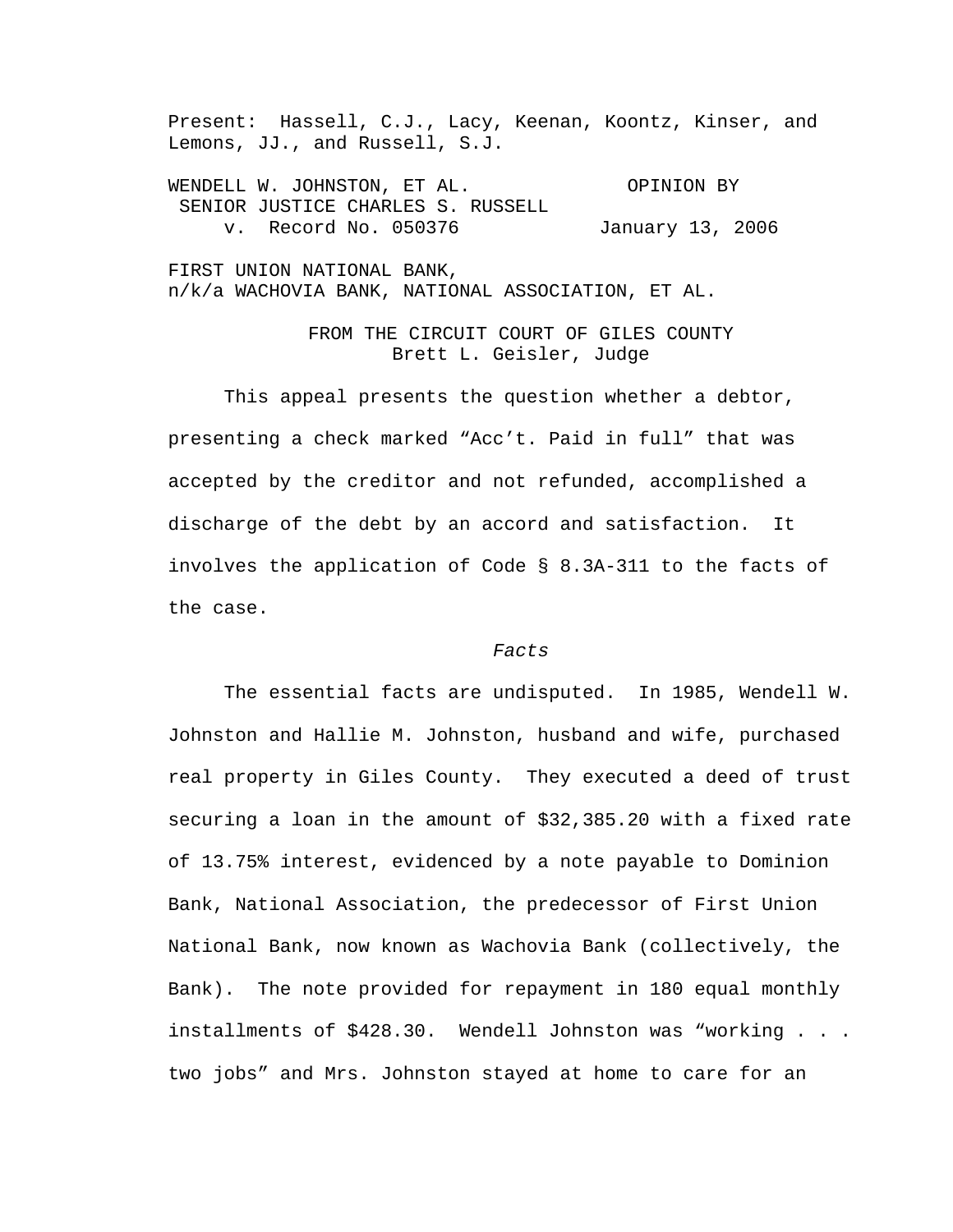Present: Hassell, C.J., Lacy, Keenan, Koontz, Kinser, and Lemons, JJ., and Russell, S.J.

WENDELL W. JOHNSTON, ET AL. OPINION BY SENIOR JUSTICE CHARLES S. RUSSELL
v. Record No. 050376 January 13, 2006

FIRST UNION NATIONAL BANK,
n/k/a WACHOVIA BANK, NATIONAL ASSOCIATION, ET AL.

FROM THE CIRCUIT COURT OF GILES COUNTY
Brett L. Geisler, Judge

This appeal presents the question whether a debtor, presenting a check marked "Acc't. Paid in full" that was accepted by the creditor and not refunded, accomplished a discharge of the debt by an accord and satisfaction. It involves the application of Code § 8.3A-311 to the facts of the case.

*Facts*

The essential facts are undisputed. In 1985, Wendell W. Johnston and Hallie M. Johnston, husband and wife, purchased real property in Giles County. They executed a deed of trust securing a loan in the amount of $32,385.20 with a fixed rate of 13.75% interest, evidenced by a note payable to Dominion Bank, National Association, the predecessor of First Union National Bank, now known as Wachovia Bank (collectively, the Bank). The note provided for repayment in 180 equal monthly installments of $428.30. Wendell Johnston was "working . . . two jobs" and Mrs. Johnston stayed at home to care for an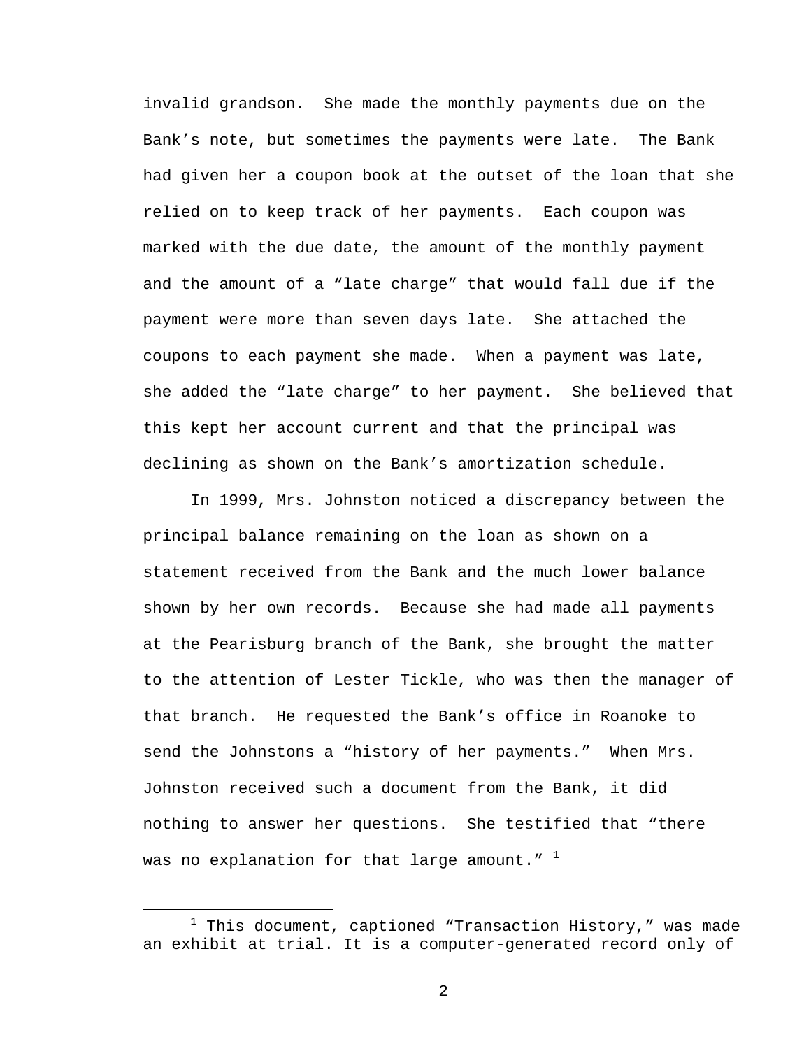invalid grandson. She made the monthly payments due on the Bank's note, but sometimes the payments were late. The Bank had given her a coupon book at the outset of the loan that she relied on to keep track of her payments. Each coupon was marked with the due date, the amount of the monthly payment and the amount of a "late charge" that would fall due if the payment were more than seven days late. She attached the coupons to each payment she made. When a payment was late, she added the "late charge" to her payment. She believed that this kept her account current and that the principal was declining as shown on the Bank's amortization schedule.

In 1999, Mrs. Johnston noticed a discrepancy between the principal balance remaining on the loan as shown on a statement received from the Bank and the much lower balance shown by her own records. Because she had made all payments at the Pearisburg branch of the Bank, she brought the matter to the attention of Lester Tickle, who was then the manager of that branch. He requested the Bank's office in Roanoke to send the Johnstons a "history of her payments." When Mrs. Johnston received such a document from the Bank, it did nothing to answer her questions. She testified that "there was no explanation for that large amount." [1]

[1] This document, captioned "Transaction History," was made an exhibit at trial. It is a computer-generated record only of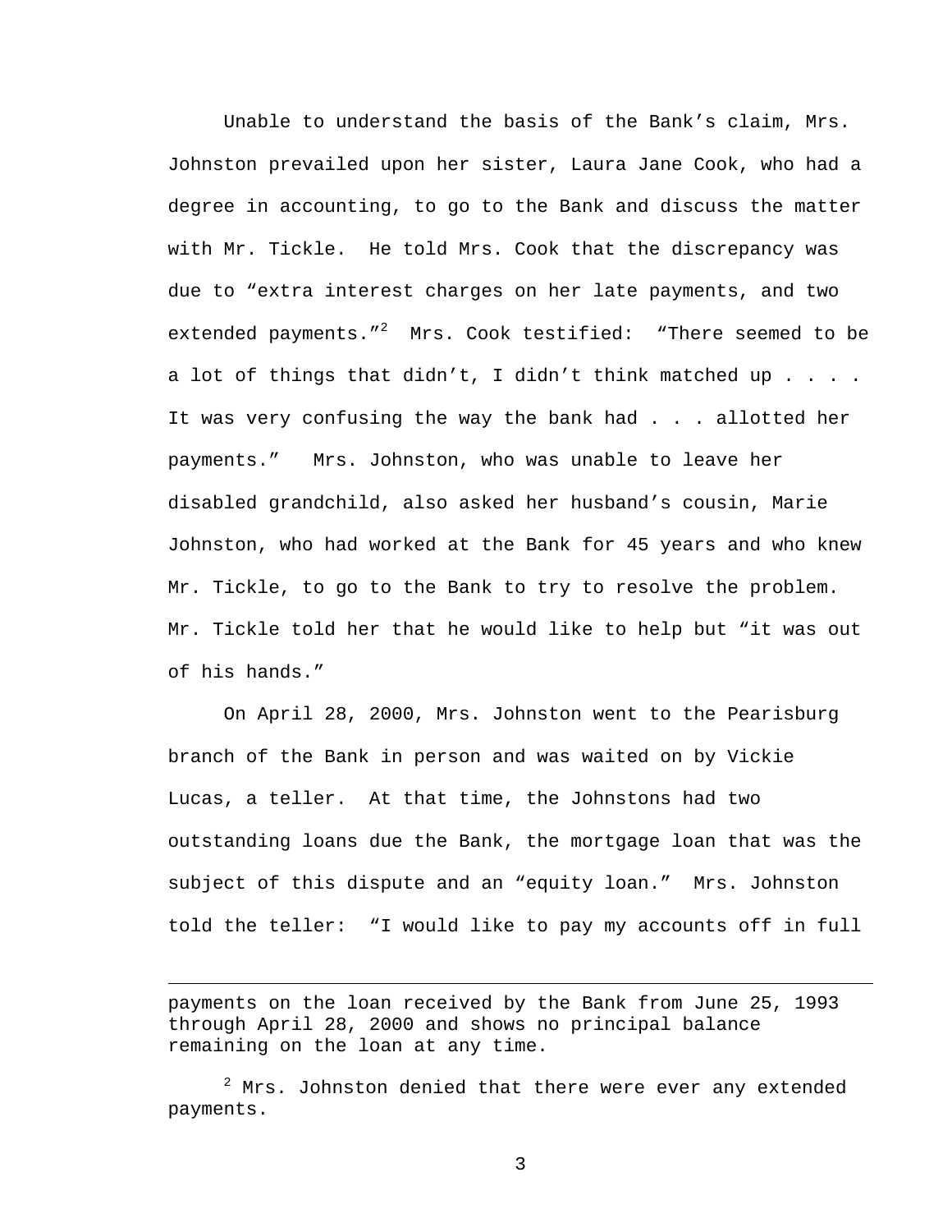Unable to understand the basis of the Bank's claim, Mrs. Johnston prevailed upon her sister, Laura Jane Cook, who had a degree in accounting, to go to the Bank and discuss the matter with Mr. Tickle. He told Mrs. Cook that the discrepancy was due to "extra interest charges on her late payments, and two extended payments."[2] Mrs. Cook testified: "There seemed to be a lot of things that didn't, I didn't think matched up . . . . It was very confusing the way the bank had . . . allotted her payments." Mrs. Johnston, who was unable to leave her disabled grandchild, also asked her husband's cousin, Marie Johnston, who had worked at the Bank for 45 years and who knew Mr. Tickle, to go to the Bank to try to resolve the problem. Mr. Tickle told her that he would like to help but "it was out of his hands."

On April 28, 2000, Mrs. Johnston went to the Pearisburg branch of the Bank in person and was waited on by Vickie Lucas, a teller. At that time, the Johnstons had two outstanding loans due the Bank, the mortgage loan that was the subject of this dispute and an "equity loan." Mrs. Johnston told the teller: "I would like to pay my accounts off in full

---

payments on the loan received by the Bank from June 25, 1993 through April 28, 2000 and shows no principal balance remaining on the loan at any time.

[2] Mrs. Johnston denied that there were ever any extended payments.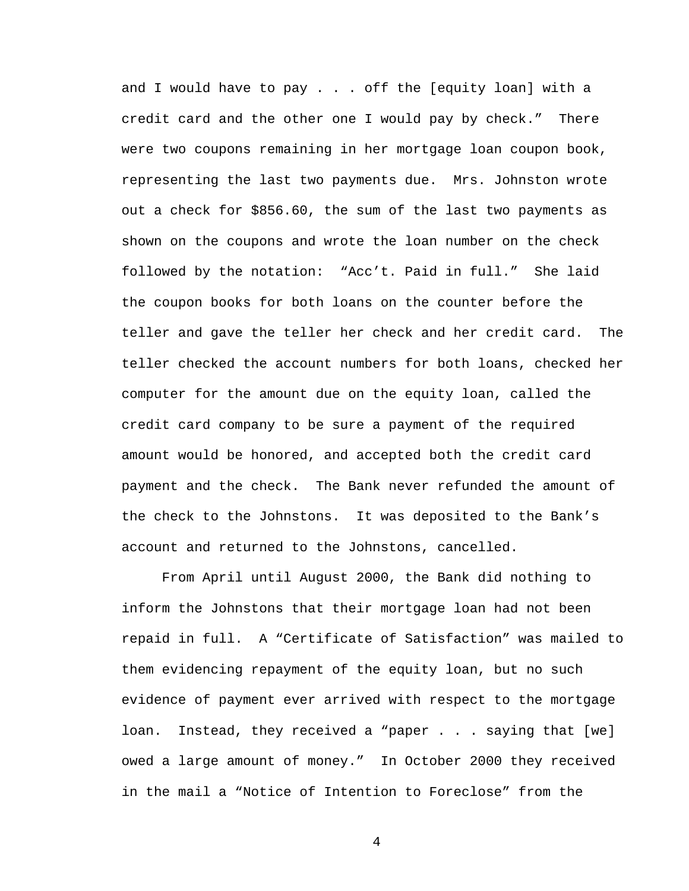and I would have to pay . . . off the [equity loan] with a credit card and the other one I would pay by check." There were two coupons remaining in her mortgage loan coupon book, representing the last two payments due. Mrs. Johnston wrote out a check for $856.60, the sum of the last two payments as shown on the coupons and wrote the loan number on the check followed by the notation: "Acc't. Paid in full." She laid the coupon books for both loans on the counter before the teller and gave the teller her check and her credit card. The teller checked the account numbers for both loans, checked her computer for the amount due on the equity loan, called the credit card company to be sure a payment of the required amount would be honored, and accepted both the credit card payment and the check. The Bank never refunded the amount of the check to the Johnstons. It was deposited to the Bank's account and returned to the Johnstons, cancelled.

From April until August 2000, the Bank did nothing to inform the Johnstons that their mortgage loan had not been repaid in full. A "Certificate of Satisfaction" was mailed to them evidencing repayment of the equity loan, but no such evidence of payment ever arrived with respect to the mortgage loan. Instead, they received a "paper . . . saying that [we] owed a large amount of money." In October 2000 they received in the mail a "Notice of Intention to Foreclose" from the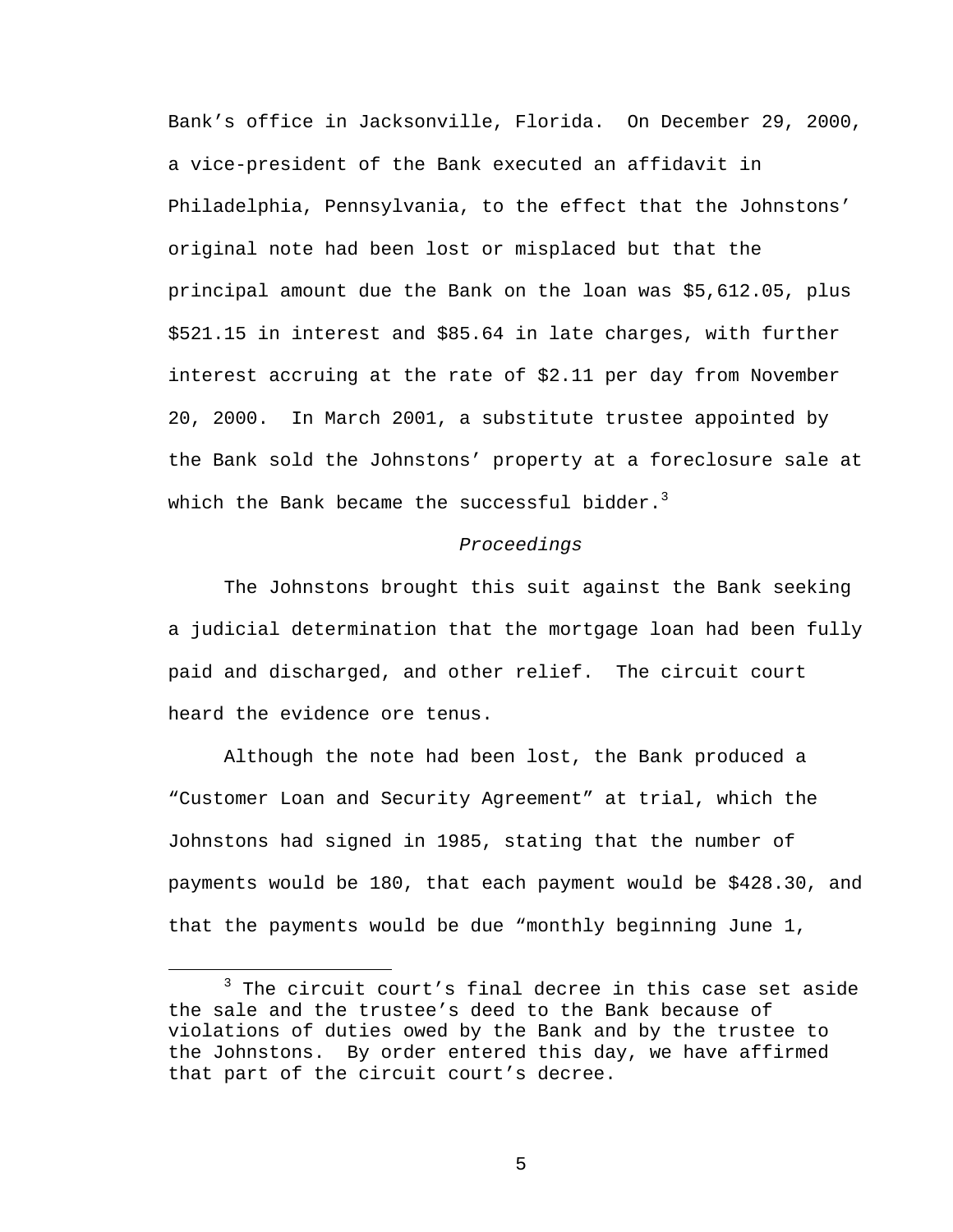Bank's office in Jacksonville, Florida. On December 29, 2000, a vice-president of the Bank executed an affidavit in Philadelphia, Pennsylvania, to the effect that the Johnstons' original note had been lost or misplaced but that the principal amount due the Bank on the loan was $5,612.05, plus $521.15 in interest and $85.64 in late charges, with further interest accruing at the rate of $2.11 per day from November 20, 2000. In March 2001, a substitute trustee appointed by the Bank sold the Johnstons' property at a foreclosure sale at which the Bank became the successful bidder.[3]

*Proceedings*

The Johnstons brought this suit against the Bank seeking a judicial determination that the mortgage loan had been fully paid and discharged, and other relief. The circuit court heard the evidence ore tenus.

Although the note had been lost, the Bank produced a "Customer Loan and Security Agreement" at trial, which the Johnstons had signed in 1985, stating that the number of payments would be 180, that each payment would be $428.30, and that the payments would be due "monthly beginning June 1,

[3] The circuit court's final decree in this case set aside the sale and the trustee's deed to the Bank because of violations of duties owed by the Bank and by the trustee to the Johnstons. By order entered this day, we have affirmed that part of the circuit court's decree.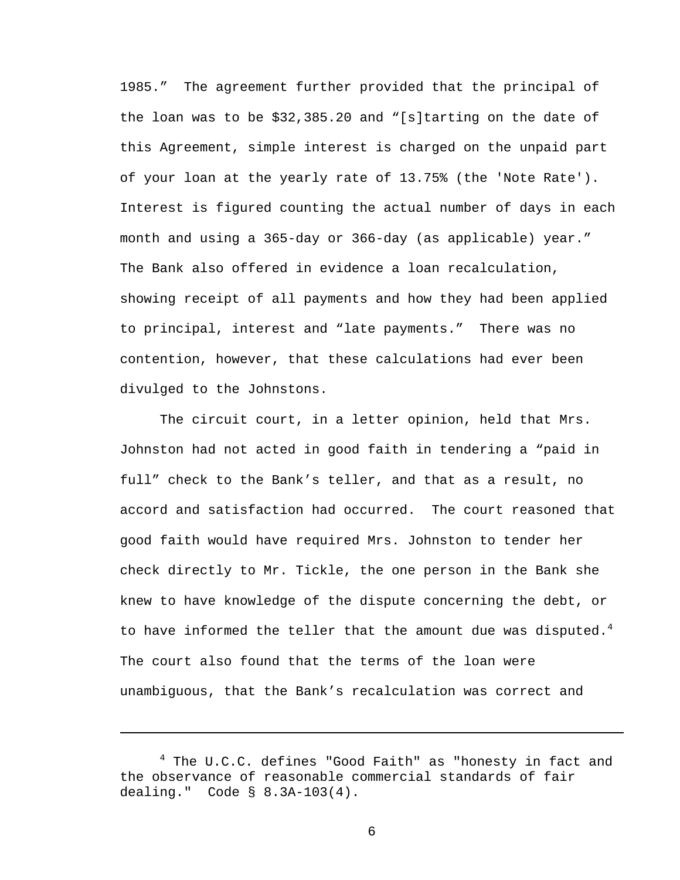1985." The agreement further provided that the principal of the loan was to be $32,385.20 and "[s]tarting on the date of this Agreement, simple interest is charged on the unpaid part of your loan at the yearly rate of 13.75% (the 'Note Rate'). Interest is figured counting the actual number of days in each month and using a 365-day or 366-day (as applicable) year." The Bank also offered in evidence a loan recalculation, showing receipt of all payments and how they had been applied to principal, interest and "late payments." There was no contention, however, that these calculations had ever been divulged to the Johnstons.

The circuit court, in a letter opinion, held that Mrs. Johnston had not acted in good faith in tendering a "paid in full" check to the Bank's teller, and that as a result, no accord and satisfaction had occurred. The court reasoned that good faith would have required Mrs. Johnston to tender her check directly to Mr. Tickle, the one person in the Bank she knew to have knowledge of the dispute concerning the debt, or to have informed the teller that the amount due was disputed.[4] The court also found that the terms of the loan were unambiguous, that the Bank's recalculation was correct and

---

[4] The U.C.C. defines "Good Faith" as "honesty in fact and the observance of reasonable commercial standards of fair dealing." Code § 8.3A-103(4).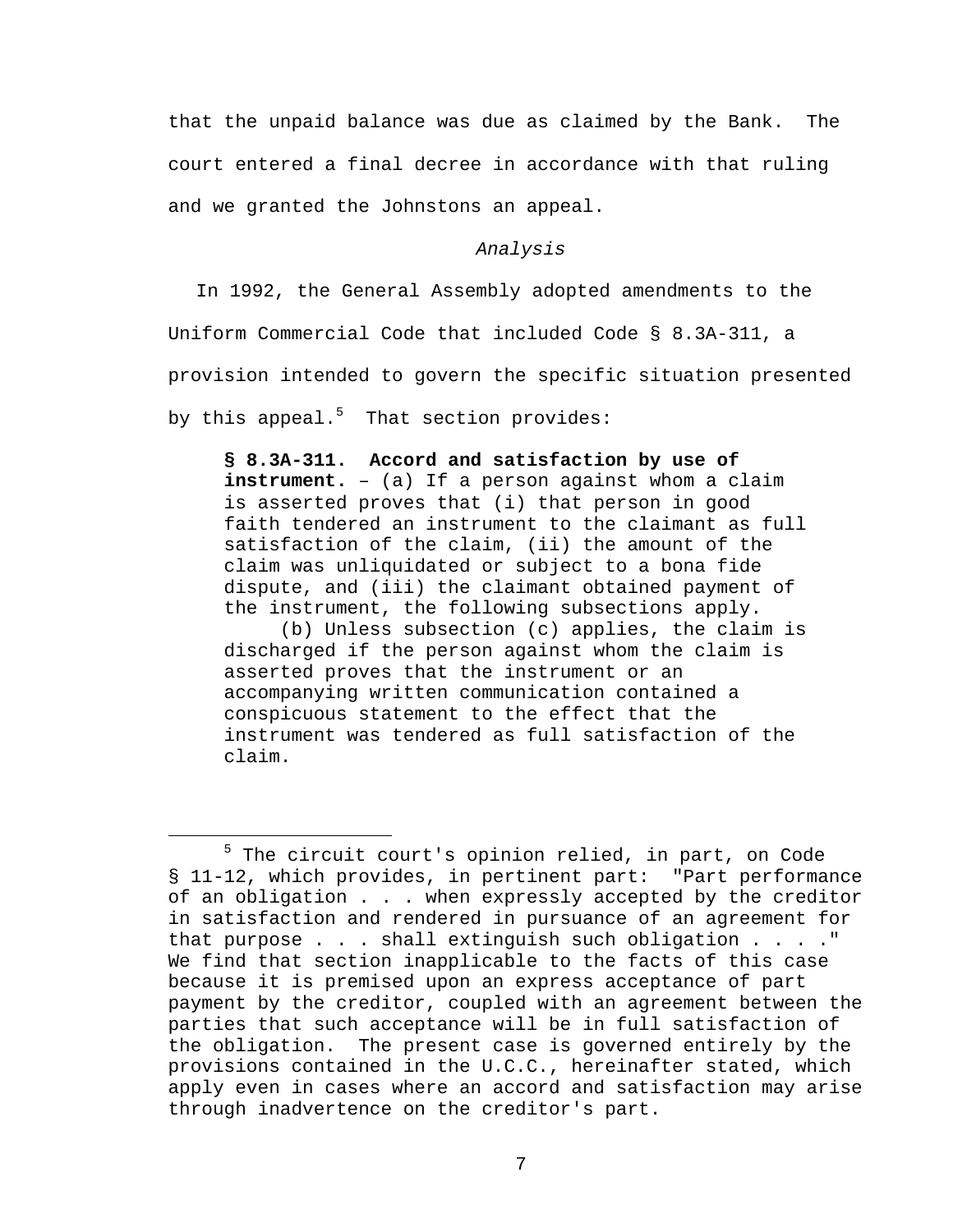that the unpaid balance was due as claimed by the Bank. The court entered a final decree in accordance with that ruling and we granted the Johnstons an appeal.

*Analysis*

In 1992, the General Assembly adopted amendments to the Uniform Commercial Code that included Code § 8.3A-311, a provision intended to govern the specific situation presented by this appeal.[5] That section provides:

> **§ 8.3A-311. Accord and satisfaction by use of instrument.** – (a) If a person against whom a claim is asserted proves that (i) that person in good faith tendered an instrument to the claimant as full satisfaction of the claim, (ii) the amount of the claim was unliquidated or subject to a bona fide dispute, and (iii) the claimant obtained payment of the instrument, the following subsections apply.
>
> (b) Unless subsection (c) applies, the claim is discharged if the person against whom the claim is asserted proves that the instrument or an accompanying written communication contained a conspicuous statement to the effect that the instrument was tendered as full satisfaction of the claim.

---

[5] The circuit court's opinion relied, in part, on Code § 11-12, which provides, in pertinent part: "Part performance of an obligation . . . when expressly accepted by the creditor in satisfaction and rendered in pursuance of an agreement for that purpose . . . shall extinguish such obligation . . . ." We find that section inapplicable to the facts of this case because it is premised upon an express acceptance of part payment by the creditor, coupled with an agreement between the parties that such acceptance will be in full satisfaction of the obligation. The present case is governed entirely by the provisions contained in the U.C.C., hereinafter stated, which apply even in cases where an accord and satisfaction may arise through inadvertence on the creditor's part.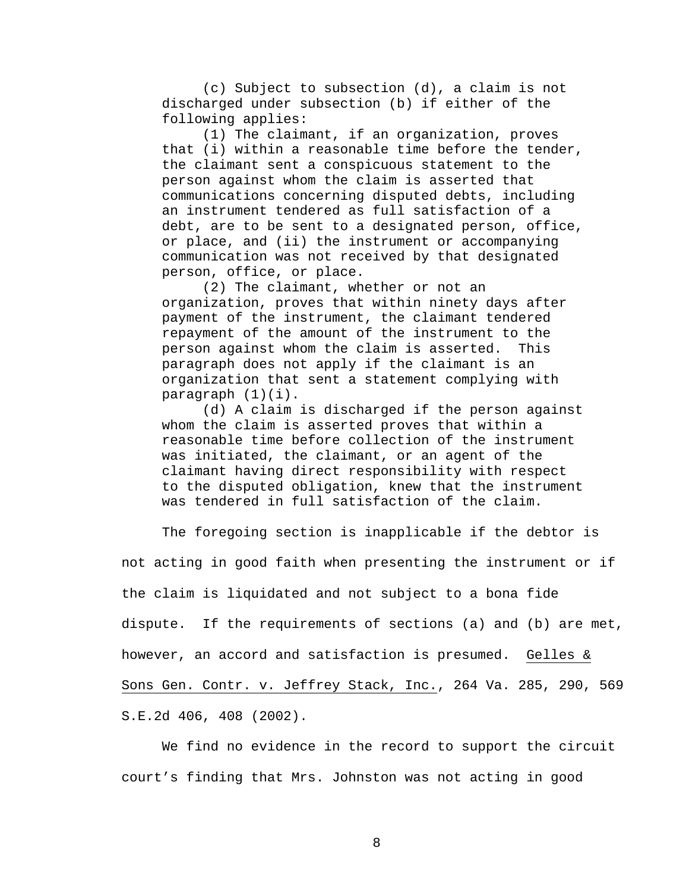> (c) Subject to subsection (d), a claim is not discharged under subsection (b) if either of the following applies:
>
> (1) The claimant, if an organization, proves that (i) within a reasonable time before the tender, the claimant sent a conspicuous statement to the person against whom the claim is asserted that communications concerning disputed debts, including an instrument tendered as full satisfaction of a debt, are to be sent to a designated person, office, or place, and (ii) the instrument or accompanying communication was not received by that designated person, office, or place.
>
> (2) The claimant, whether or not an organization, proves that within ninety days after payment of the instrument, the claimant tendered repayment of the amount of the instrument to the person against whom the claim is asserted. This paragraph does not apply if the claimant is an organization that sent a statement complying with paragraph (1)(i).
>
> (d) A claim is discharged if the person against whom the claim is asserted proves that within a reasonable time before collection of the instrument was initiated, the claimant, or an agent of the claimant having direct responsibility with respect to the disputed obligation, knew that the instrument was tendered in full satisfaction of the claim.

The foregoing section is inapplicable if the debtor is not acting in good faith when presenting the instrument or if the claim is liquidated and not subject to a bona fide dispute. If the requirements of sections (a) and (b) are met, however, an accord and satisfaction is presumed. Gelles & Sons Gen. Contr. v. Jeffrey Stack, Inc., 264 Va. 285, 290, 569 S.E.2d 406, 408 (2002).

We find no evidence in the record to support the circuit court's finding that Mrs. Johnston was not acting in good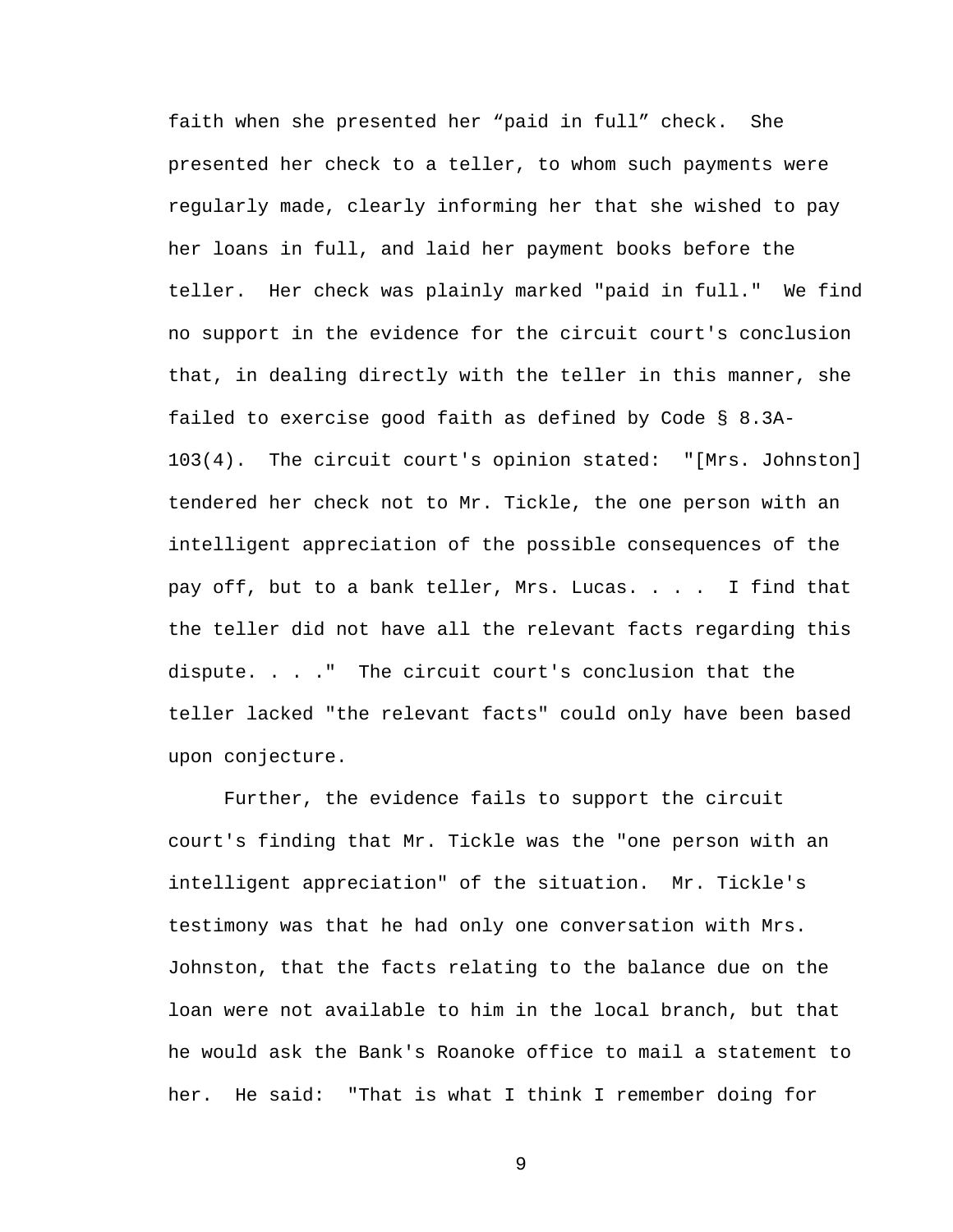faith when she presented her “paid in full” check. She presented her check to a teller, to whom such payments were regularly made, clearly informing her that she wished to pay her loans in full, and laid her payment books before the teller. Her check was plainly marked "paid in full." We find no support in the evidence for the circuit court's conclusion that, in dealing directly with the teller in this manner, she failed to exercise good faith as defined by Code § 8.3A-103(4). The circuit court's opinion stated: "[Mrs. Johnston] tendered her check not to Mr. Tickle, the one person with an intelligent appreciation of the possible consequences of the pay off, but to a bank teller, Mrs. Lucas. . . . I find that the teller did not have all the relevant facts regarding this dispute. . . ." The circuit court's conclusion that the teller lacked "the relevant facts" could only have been based upon conjecture.

Further, the evidence fails to support the circuit court's finding that Mr. Tickle was the "one person with an intelligent appreciation" of the situation. Mr. Tickle's testimony was that he had only one conversation with Mrs. Johnston, that the facts relating to the balance due on the loan were not available to him in the local branch, but that he would ask the Bank's Roanoke office to mail a statement to her. He said: "That is what I think I remember doing for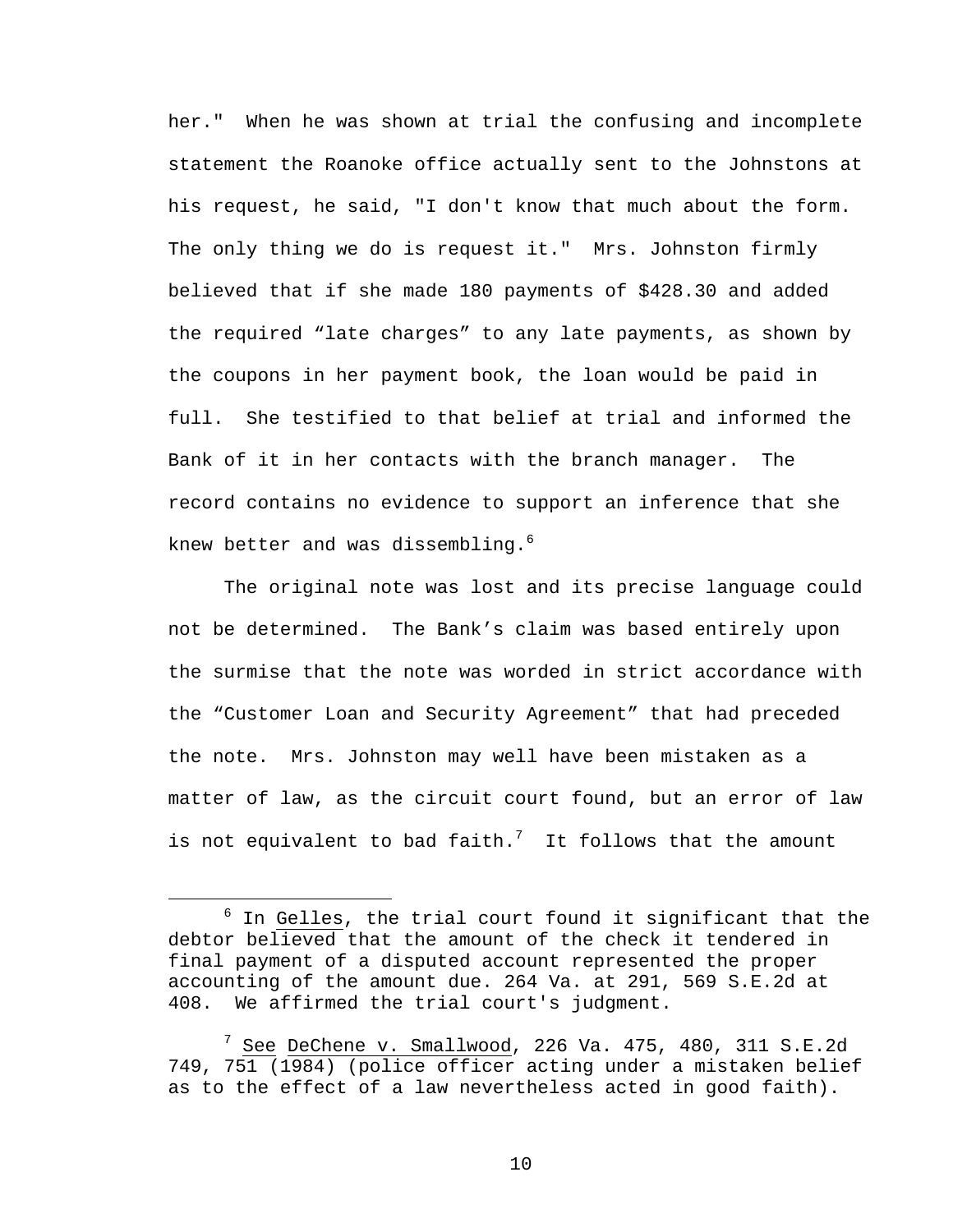her." When he was shown at trial the confusing and incomplete statement the Roanoke office actually sent to the Johnstons at his request, he said, "I don't know that much about the form. The only thing we do is request it." Mrs. Johnston firmly believed that if she made 180 payments of $428.30 and added the required “late charges” to any late payments, as shown by the coupons in her payment book, the loan would be paid in full. She testified to that belief at trial and informed the Bank of it in her contacts with the branch manager. The record contains no evidence to support an inference that she knew better and was dissembling.[6]

The original note was lost and its precise language could not be determined. The Bank’s claim was based entirely upon the surmise that the note was worded in strict accordance with the “Customer Loan and Security Agreement” that had preceded the note. Mrs. Johnston may well have been mistaken as a matter of law, as the circuit court found, but an error of law is not equivalent to bad faith.[7] It follows that the amount

---

[6] In Gelles, the trial court found it significant that the debtor believed that the amount of the check it tendered in final payment of a disputed account represented the proper accounting of the amount due. 264 Va. at 291, 569 S.E.2d at 408. We affirmed the trial court's judgment.

[7] See DeChene v. Smallwood, 226 Va. 475, 480, 311 S.E.2d 749, 751 (1984) (police officer acting under a mistaken belief as to the effect of a law nevertheless acted in good faith).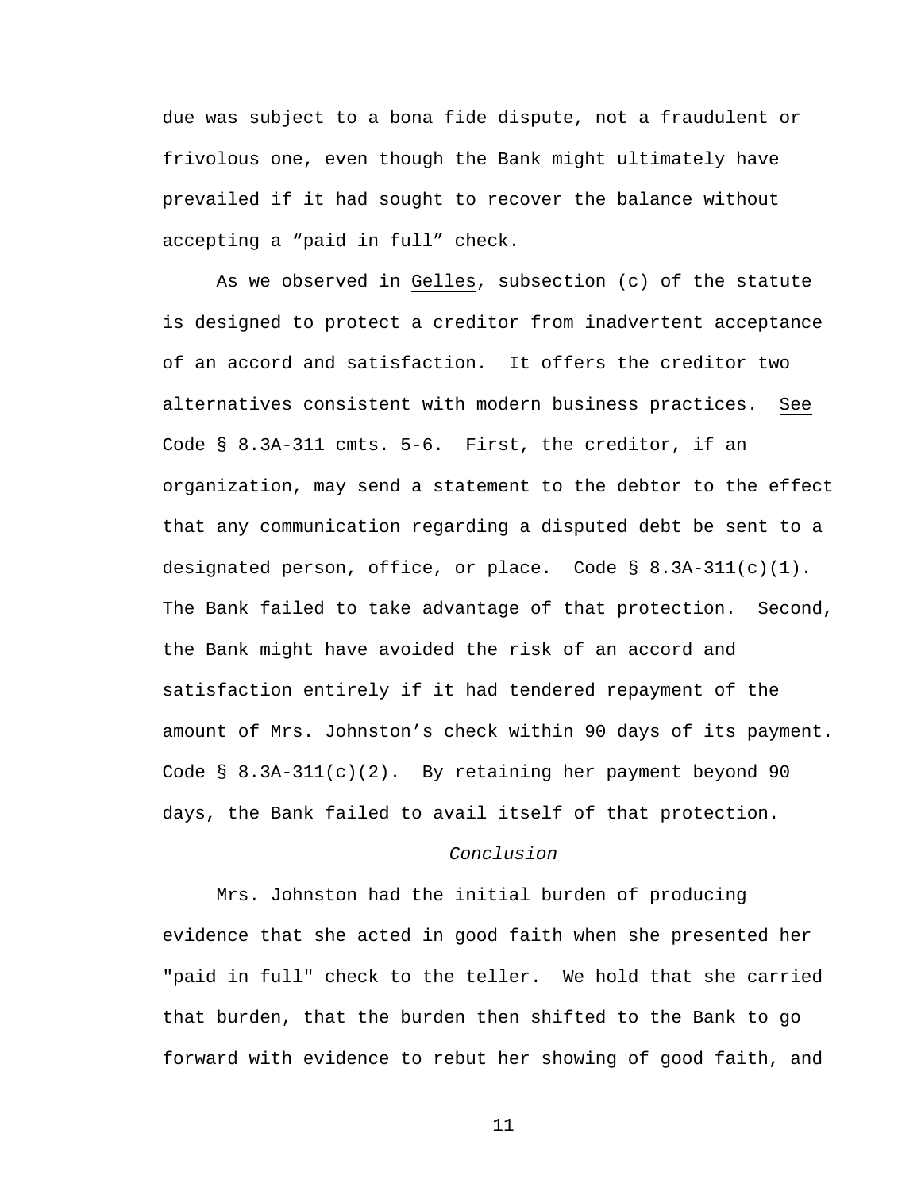due was subject to a bona fide dispute, not a fraudulent or frivolous one, even though the Bank might ultimately have prevailed if it had sought to recover the balance without accepting a “paid in full” check.

As we observed in Gelles, subsection (c) of the statute is designed to protect a creditor from inadvertent acceptance of an accord and satisfaction. It offers the creditor two alternatives consistent with modern business practices. See Code § 8.3A-311 cmts. 5-6. First, the creditor, if an organization, may send a statement to the debtor to the effect that any communication regarding a disputed debt be sent to a designated person, office, or place. Code § 8.3A-311(c)(1). The Bank failed to take advantage of that protection. Second, the Bank might have avoided the risk of an accord and satisfaction entirely if it had tendered repayment of the amount of Mrs. Johnston’s check within 90 days of its payment. Code § 8.3A-311(c)(2). By retaining her payment beyond 90 days, the Bank failed to avail itself of that protection.

*Conclusion*

Mrs. Johnston had the initial burden of producing evidence that she acted in good faith when she presented her "paid in full" check to the teller. We hold that she carried that burden, that the burden then shifted to the Bank to go forward with evidence to rebut her showing of good faith, and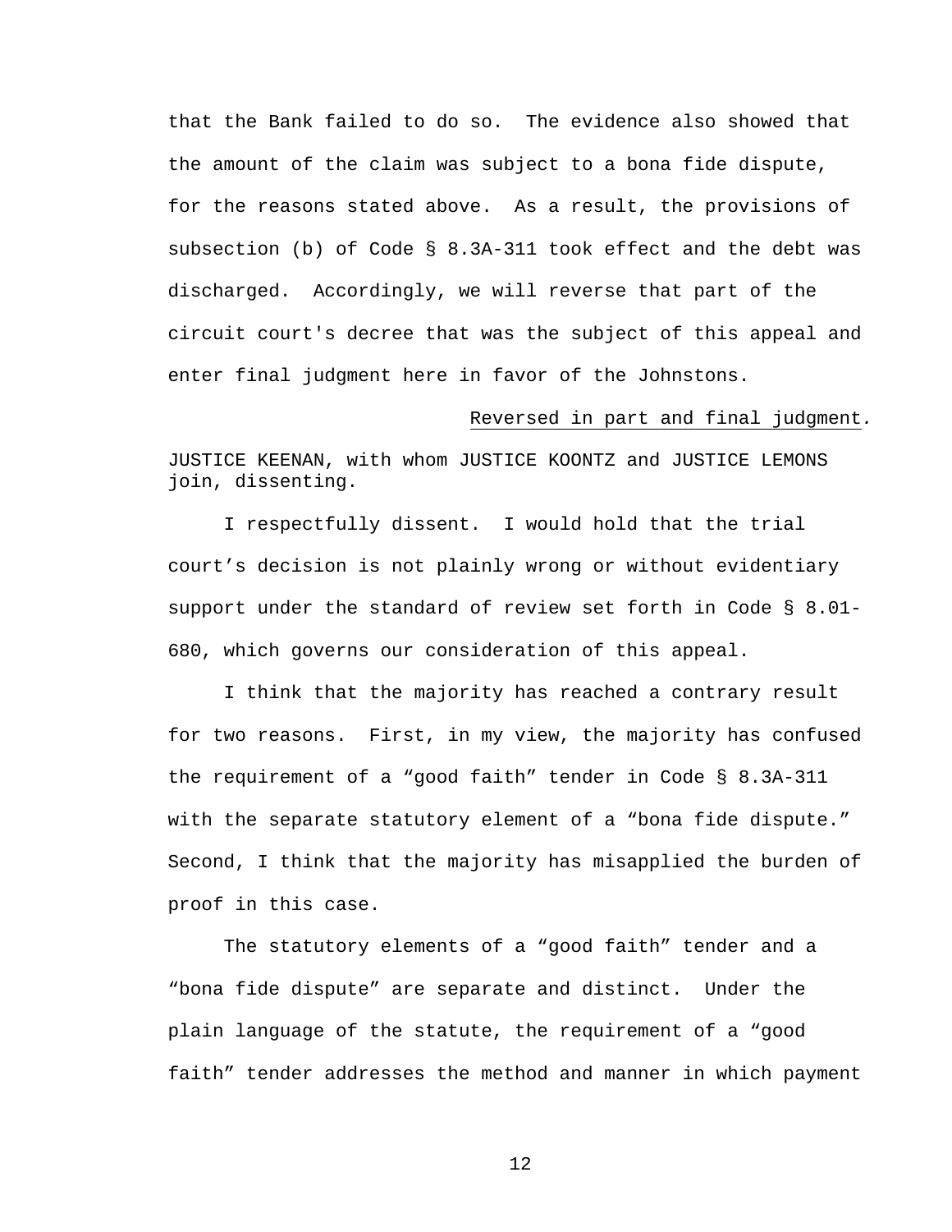that the Bank failed to do so. The evidence also showed that the amount of the claim was subject to a bona fide dispute, for the reasons stated above. As a result, the provisions of subsection (b) of Code § 8.3A-311 took effect and the debt was discharged. Accordingly, we will reverse that part of the circuit court's decree that was the subject of this appeal and enter final judgment here in favor of the Johnstons.

Reversed in part and final judgment.

JUSTICE KEENAN, with whom JUSTICE KOONTZ and JUSTICE LEMONS join, dissenting.

I respectfully dissent. I would hold that the trial court's decision is not plainly wrong or without evidentiary support under the standard of review set forth in Code § 8.01-680, which governs our consideration of this appeal.

I think that the majority has reached a contrary result for two reasons. First, in my view, the majority has confused the requirement of a "good faith" tender in Code § 8.3A-311 with the separate statutory element of a "bona fide dispute." Second, I think that the majority has misapplied the burden of proof in this case.

The statutory elements of a "good faith" tender and a "bona fide dispute" are separate and distinct. Under the plain language of the statute, the requirement of a "good faith" tender addresses the method and manner in which payment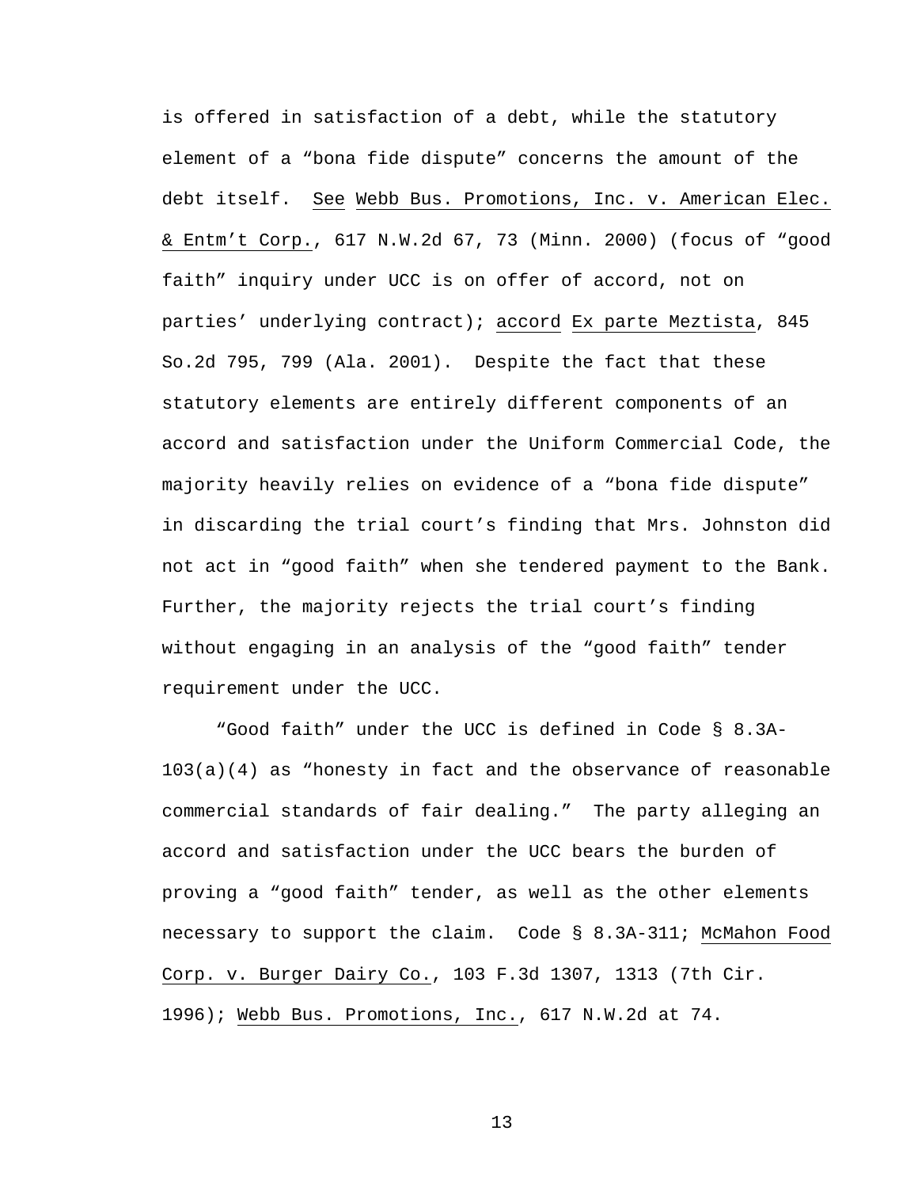is offered in satisfaction of a debt, while the statutory element of a "bona fide dispute" concerns the amount of the debt itself. See Webb Bus. Promotions, Inc. v. American Elec. & Entm't Corp., 617 N.W.2d 67, 73 (Minn. 2000) (focus of "good faith" inquiry under UCC is on offer of accord, not on parties' underlying contract); accord Ex parte Meztista, 845 So.2d 795, 799 (Ala. 2001). Despite the fact that these statutory elements are entirely different components of an accord and satisfaction under the Uniform Commercial Code, the majority heavily relies on evidence of a "bona fide dispute" in discarding the trial court's finding that Mrs. Johnston did not act in "good faith" when she tendered payment to the Bank. Further, the majority rejects the trial court's finding without engaging in an analysis of the "good faith" tender requirement under the UCC.

"Good faith" under the UCC is defined in Code § 8.3A-103(a)(4) as "honesty in fact and the observance of reasonable commercial standards of fair dealing." The party alleging an accord and satisfaction under the UCC bears the burden of proving a "good faith" tender, as well as the other elements necessary to support the claim. Code § 8.3A-311; McMahon Food Corp. v. Burger Dairy Co., 103 F.3d 1307, 1313 (7th Cir. 1996); Webb Bus. Promotions, Inc., 617 N.W.2d at 74.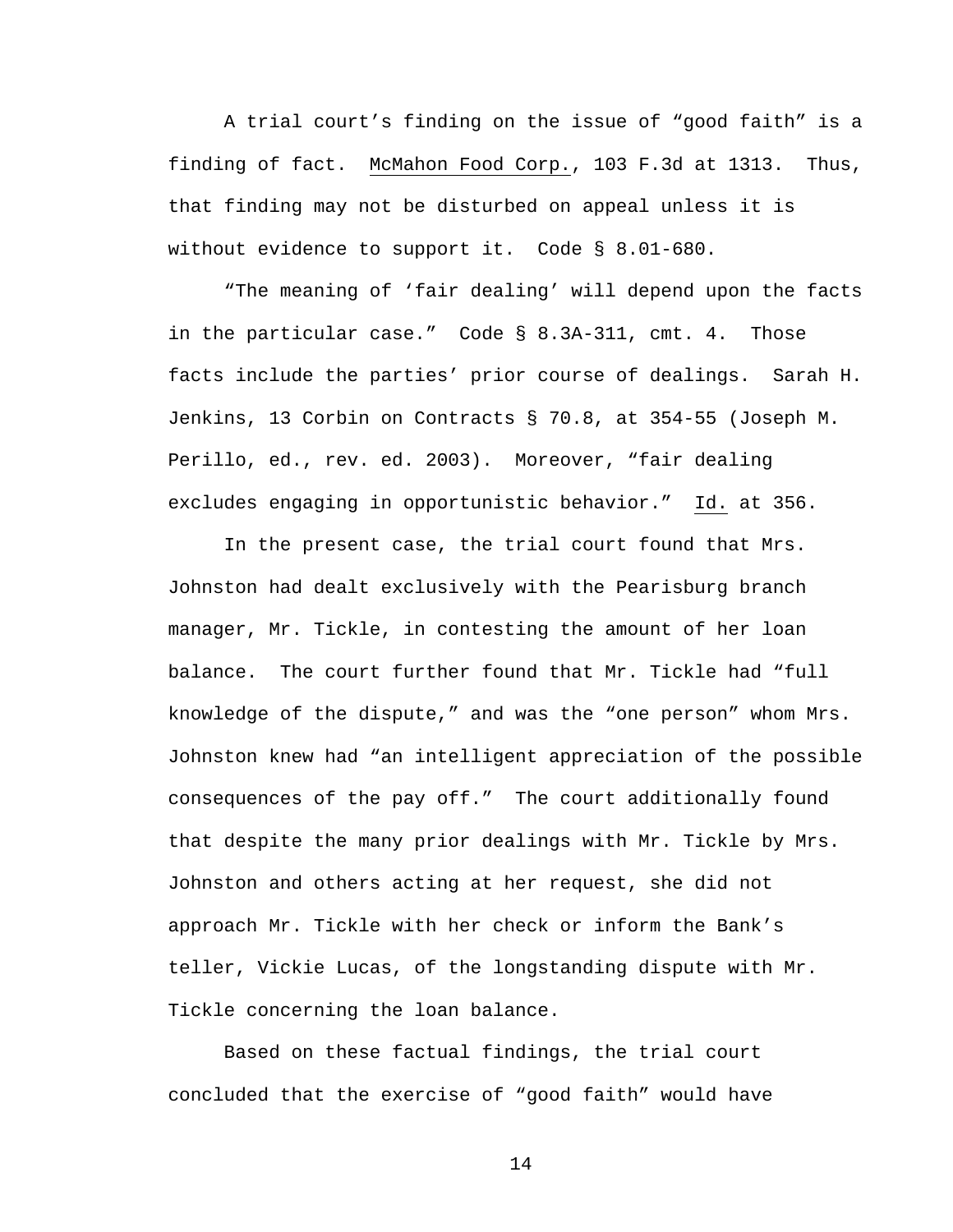A trial court's finding on the issue of "good faith" is a finding of fact. McMahon Food Corp., 103 F.3d at 1313. Thus, that finding may not be disturbed on appeal unless it is without evidence to support it. Code § 8.01-680.

"The meaning of 'fair dealing' will depend upon the facts in the particular case." Code § 8.3A-311, cmt. 4. Those facts include the parties' prior course of dealings. Sarah H. Jenkins, 13 Corbin on Contracts § 70.8, at 354-55 (Joseph M. Perillo, ed., rev. ed. 2003). Moreover, "fair dealing excludes engaging in opportunistic behavior." Id. at 356.

In the present case, the trial court found that Mrs. Johnston had dealt exclusively with the Pearisburg branch manager, Mr. Tickle, in contesting the amount of her loan balance. The court further found that Mr. Tickle had "full knowledge of the dispute," and was the "one person" whom Mrs. Johnston knew had "an intelligent appreciation of the possible consequences of the pay off." The court additionally found that despite the many prior dealings with Mr. Tickle by Mrs. Johnston and others acting at her request, she did not approach Mr. Tickle with her check or inform the Bank's teller, Vickie Lucas, of the longstanding dispute with Mr. Tickle concerning the loan balance.

Based on these factual findings, the trial court concluded that the exercise of "good faith" would have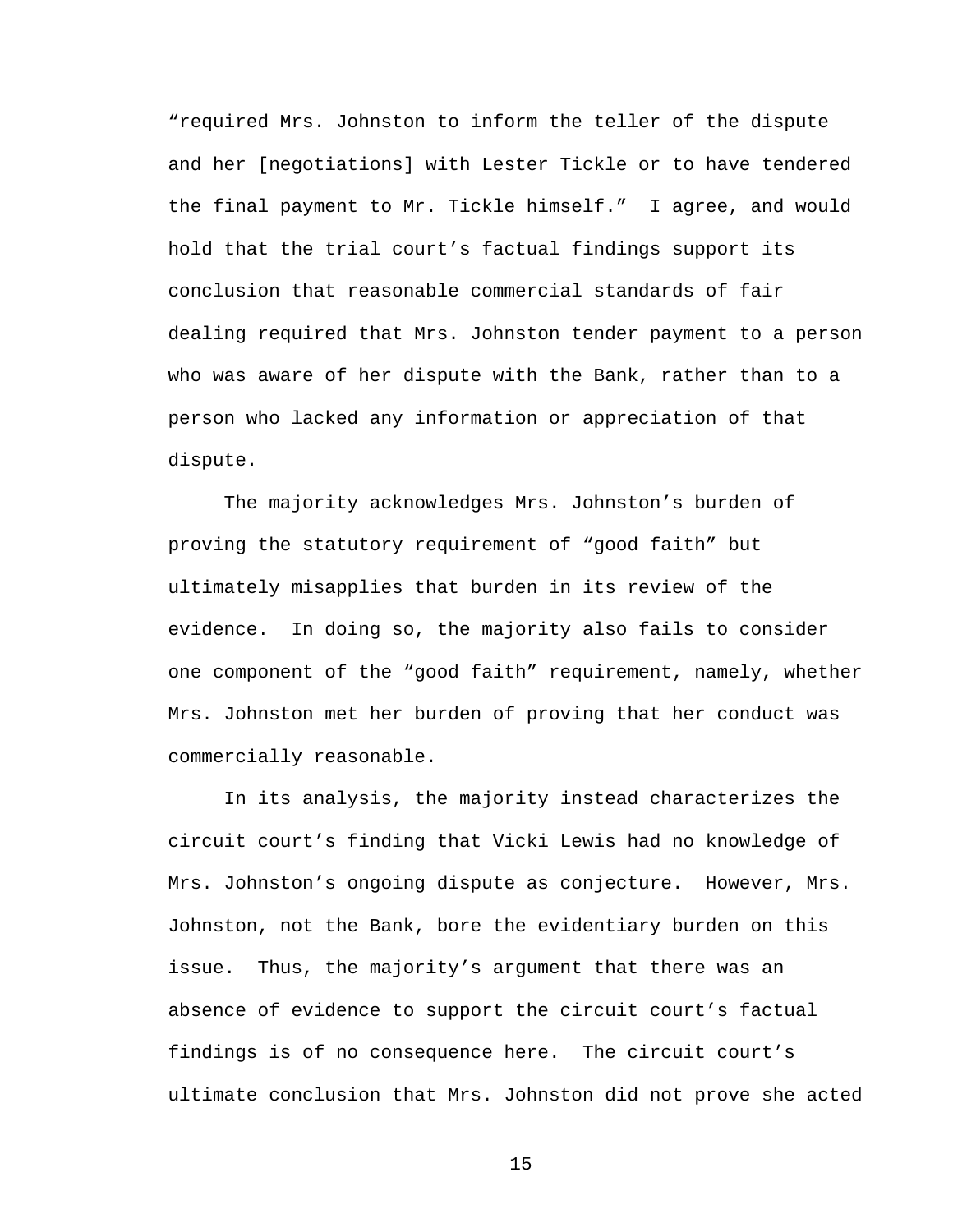"required Mrs. Johnston to inform the teller of the dispute and her [negotiations] with Lester Tickle or to have tendered the final payment to Mr. Tickle himself." I agree, and would hold that the trial court's factual findings support its conclusion that reasonable commercial standards of fair dealing required that Mrs. Johnston tender payment to a person who was aware of her dispute with the Bank, rather than to a person who lacked any information or appreciation of that dispute.

The majority acknowledges Mrs. Johnston's burden of proving the statutory requirement of "good faith" but ultimately misapplies that burden in its review of the evidence. In doing so, the majority also fails to consider one component of the "good faith" requirement, namely, whether Mrs. Johnston met her burden of proving that her conduct was commercially reasonable.

In its analysis, the majority instead characterizes the circuit court's finding that Vicki Lewis had no knowledge of Mrs. Johnston's ongoing dispute as conjecture. However, Mrs. Johnston, not the Bank, bore the evidentiary burden on this issue. Thus, the majority's argument that there was an absence of evidence to support the circuit court's factual findings is of no consequence here. The circuit court's ultimate conclusion that Mrs. Johnston did not prove she acted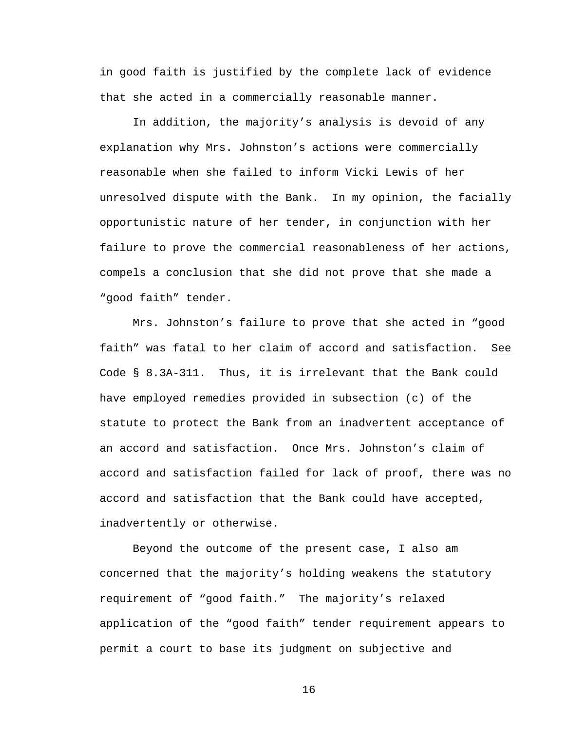in good faith is justified by the complete lack of evidence that she acted in a commercially reasonable manner.

In addition, the majority's analysis is devoid of any explanation why Mrs. Johnston's actions were commercially reasonable when she failed to inform Vicki Lewis of her unresolved dispute with the Bank. In my opinion, the facially opportunistic nature of her tender, in conjunction with her failure to prove the commercial reasonableness of her actions, compels a conclusion that she did not prove that she made a "good faith" tender.

Mrs. Johnston's failure to prove that she acted in "good faith" was fatal to her claim of accord and satisfaction. See Code § 8.3A-311. Thus, it is irrelevant that the Bank could have employed remedies provided in subsection (c) of the statute to protect the Bank from an inadvertent acceptance of an accord and satisfaction. Once Mrs. Johnston's claim of accord and satisfaction failed for lack of proof, there was no accord and satisfaction that the Bank could have accepted, inadvertently or otherwise.

Beyond the outcome of the present case, I also am concerned that the majority's holding weakens the statutory requirement of "good faith." The majority's relaxed application of the "good faith" tender requirement appears to permit a court to base its judgment on subjective and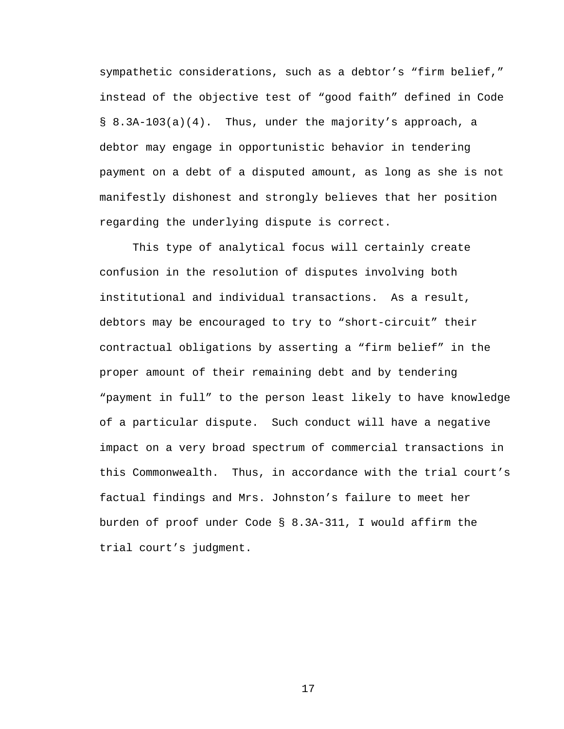sympathetic considerations, such as a debtor's "firm belief," instead of the objective test of "good faith" defined in Code § 8.3A-103(a)(4). Thus, under the majority's approach, a debtor may engage in opportunistic behavior in tendering payment on a debt of a disputed amount, as long as she is not manifestly dishonest and strongly believes that her position regarding the underlying dispute is correct.

This type of analytical focus will certainly create confusion in the resolution of disputes involving both institutional and individual transactions. As a result, debtors may be encouraged to try to "short-circuit" their contractual obligations by asserting a "firm belief" in the proper amount of their remaining debt and by tendering "payment in full" to the person least likely to have knowledge of a particular dispute. Such conduct will have a negative impact on a very broad spectrum of commercial transactions in this Commonwealth. Thus, in accordance with the trial court's factual findings and Mrs. Johnston's failure to meet her burden of proof under Code § 8.3A-311, I would affirm the trial court's judgment.